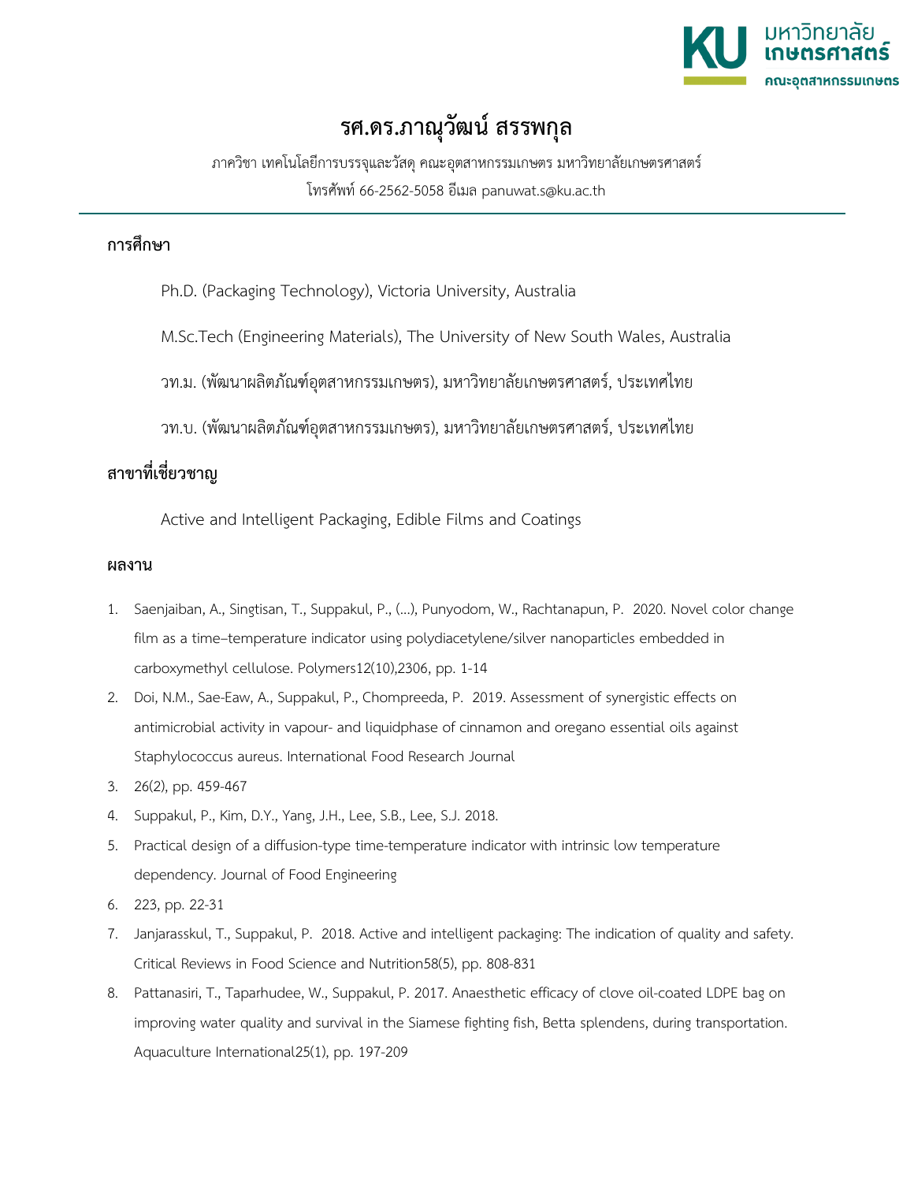# รศ.ดร.ภาณุวัฒน์ สรรพกุล

ภาควิชา เทคโนโลยีการบรรจุและวัสดุ คณะอุตสาหกรรมเกษตร มหาวิทยาลัยเกษตรศาสตร์

โทรศัพท์ 66-2562-5058 อีเมล panuwat.s@ku.ac.th

## การศึกษา

Ph.D. (Packaging Technology), Victoria University, Australia

M.Sc.Tech (Engineering Materials), The University of New South Wales, Australia

วท.ม. (พัฒนาผลิตภัณฑ์อุตสาหกรรมเกษตร), มหาวิทยาลัยเกษตรศาสตร์, ประเทศไทย

วท.บ. (พัฒนาผลิตภัณฑ์อุตสาหกรรมเกษตร), มหาวิทยาลัยเกษตรศาสตร์, ประเทศไทย

## สาขาที่เชี่ยวชาญ

Active and Intelligent Packaging, Edible Films and Coatings

## ผลงาน

1. Saenjaiban, A., Singtisan, T., Suppakul, P., (...), Punyodom, W., Rachtanapun, P. 2020. Novel color change film as a time–temperature indicator using polydiacetylene/silver nanoparticles embedded in carboxymethyl cellulose. Polymers12(10),2306, pp. 1-14
2. Doi, N.M., Sae-Eaw, A., Suppakul, P., Chompreeda, P. 2019. Assessment of synergistic effects on antimicrobial activity in vapour- and liquidphase of cinnamon and oregano essential oils against Staphylococcus aureus. International Food Research Journal
3. 26(2), pp. 459-467
4. Suppakul, P., Kim, D.Y., Yang, J.H., Lee, S.B., Lee, S.J. 2018.
5. Practical design of a diffusion-type time-temperature indicator with intrinsic low temperature dependency. Journal of Food Engineering
6. 223, pp. 22-31
7. Janjarasskul, T., Suppakul, P. 2018. Active and intelligent packaging: The indication of quality and safety. Critical Reviews in Food Science and Nutrition58(5), pp. 808-831
8. Pattanasiri, T., Taparhudee, W., Suppakul, P. 2017. Anaesthetic efficacy of clove oil-coated LDPE bag on improving water quality and survival in the Siamese fighting fish, Betta splendens, during transportation. Aquaculture International25(1), pp. 197-209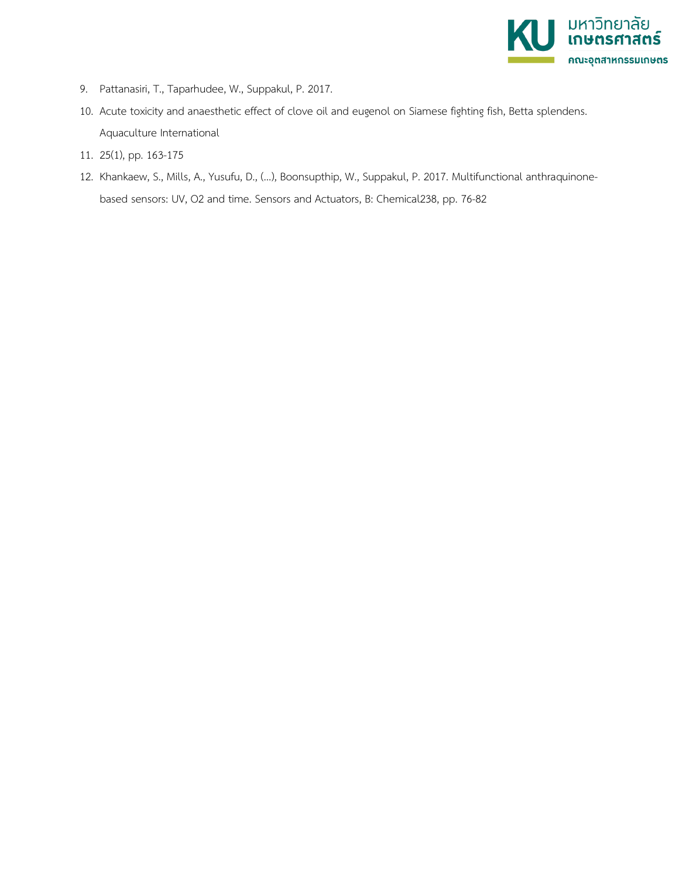9. Pattanasiri, T., Taparhudee, W., Suppakul, P. 2017.
10. Acute toxicity and anaesthetic effect of clove oil and eugenol on Siamese fighting fish, Betta splendens. Aquaculture International
11. 25(1), pp. 163-175
12. Khankaew, S., Mills, A., Yusufu, D., (...), Boonsupthip, W., Suppakul, P. 2017. Multifunctional anthraquinone-based sensors: UV, O2 and time. Sensors and Actuators, B: Chemical238, pp. 76-82